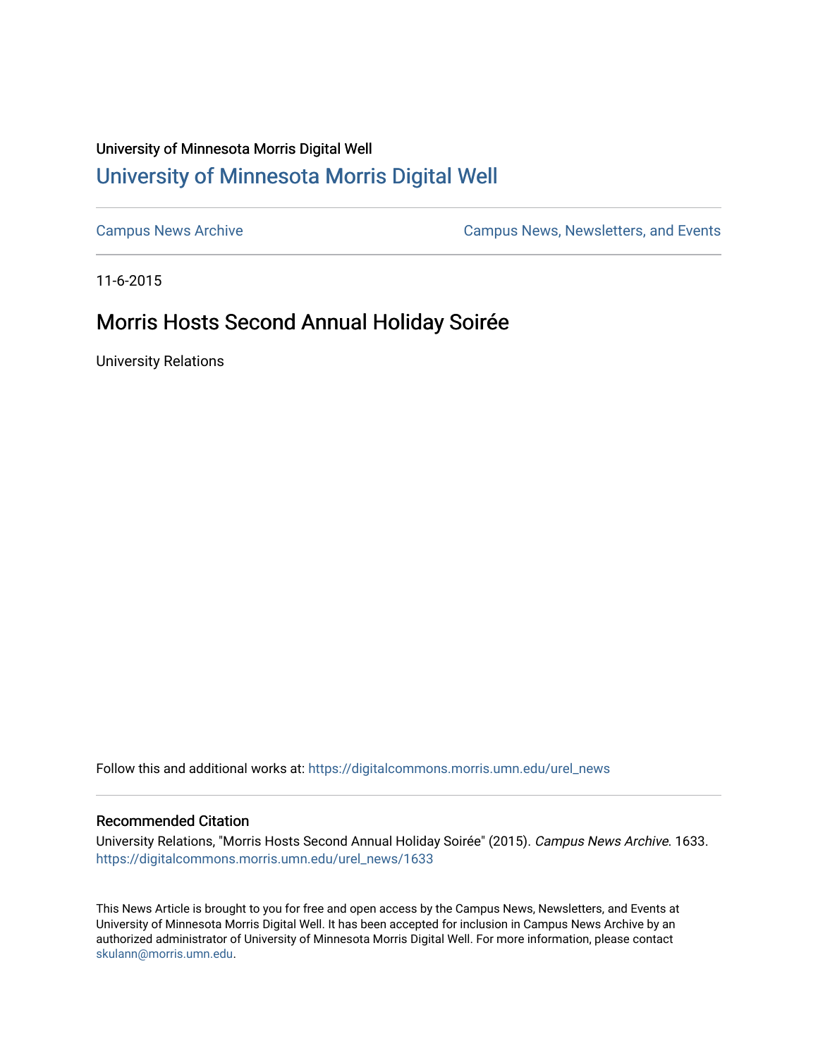University of Minnesota Morris Digital Well

## University of Minnesota Morris Digital Well

Campus News Archive

Campus News, Newsletters, and Events

11-6-2015

# Morris Hosts Second Annual Holiday Soirée

University Relations

Follow this and additional works at: https://digitalcommons.morris.umn.edu/urel_news

### Recommended Citation

University Relations, "Morris Hosts Second Annual Holiday Soirée" (2015). *Campus News Archive*. 1633.
https://digitalcommons.morris.umn.edu/urel_news/1633

This News Article is brought to you for free and open access by the Campus News, Newsletters, and Events at University of Minnesota Morris Digital Well. It has been accepted for inclusion in Campus News Archive by an authorized administrator of University of Minnesota Morris Digital Well. For more information, please contact skulann@morris.umn.edu.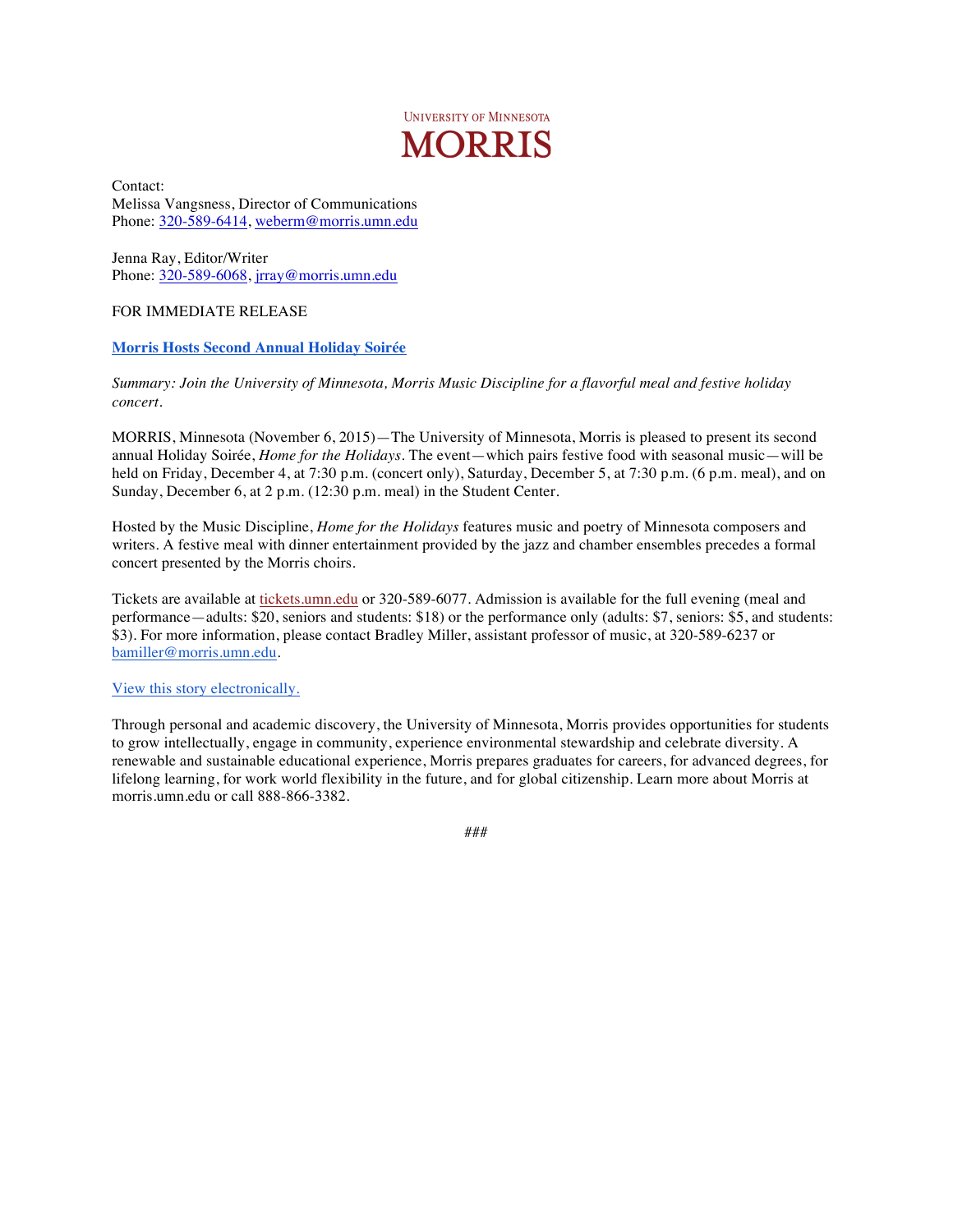University of Minnesota
# MORRIS

Contact:
Melissa Vangsness, Director of Communications
Phone: 320-589-6414, weberm@morris.umn.edu

Jenna Ray, Editor/Writer
Phone: 320-589-6068, jrray@morris.umn.edu

FOR IMMEDIATE RELEASE

## **Morris Hosts Second Annual Holiday Soirée**

*Summary: Join the University of Minnesota, Morris Music Discipline for a flavorful meal and festive holiday concert.*

MORRIS, Minnesota (November 6, 2015)—The University of Minnesota, Morris is pleased to present its second annual Holiday Soirée, *Home for the Holidays*. The event—which pairs festive food with seasonal music—will be held on Friday, December 4, at 7:30 p.m. (concert only), Saturday, December 5, at 7:30 p.m. (6 p.m. meal), and on Sunday, December 6, at 2 p.m. (12:30 p.m. meal) in the Student Center.

Hosted by the Music Discipline, *Home for the Holidays* features music and poetry of Minnesota composers and writers. A festive meal with dinner entertainment provided by the jazz and chamber ensembles precedes a formal concert presented by the Morris choirs.

Tickets are available at tickets.umn.edu or 320-589-6077. Admission is available for the full evening (meal and performance—adults: $20, seniors and students: $18) or the performance only (adults: $7, seniors: $5, and students: $3). For more information, please contact Bradley Miller, assistant professor of music, at 320-589-6237 or bamiller@morris.umn.edu.

View this story electronically.

Through personal and academic discovery, the University of Minnesota, Morris provides opportunities for students to grow intellectually, engage in community, experience environmental stewardship and celebrate diversity. A renewable and sustainable educational experience, Morris prepares graduates for careers, for advanced degrees, for lifelong learning, for work world flexibility in the future, and for global citizenship. Learn more about Morris at morris.umn.edu or call 888-866-3382.

###